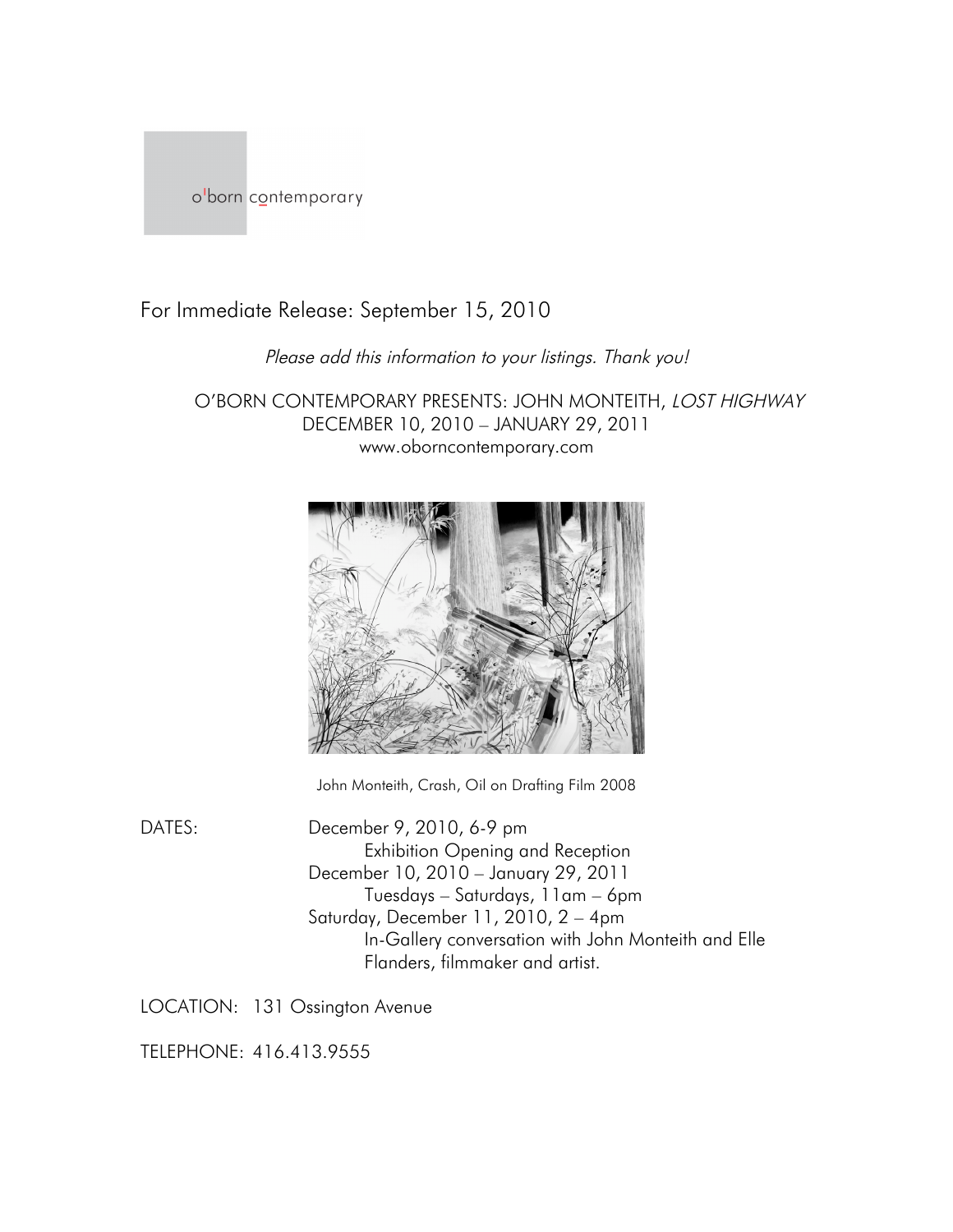o'born contemporary

For Immediate Release: September 15, 2010

*Please add this information to your listings. Thank you!*

O'BORN CONTEMPORARY PRESENTS: JOHN MONTEITH, *LOST HIGHWAY*
DECEMBER 10, 2010 – JANUARY 29, 2011
www.oborncontemporary.com

John Monteith, Crash, Oil on Drafting Film 2008

DATES:
December 9, 2010, 6-9 pm
Exhibition Opening and Reception
December 10, 2010 – January 29, 2011
Tuesdays – Saturdays, 11am – 6pm
Saturday, December 11, 2010, 2 – 4pm
In-Gallery conversation with John Monteith and Elle Flanders, filmmaker and artist.

LOCATION: 131 Ossington Avenue

TELEPHONE: 416.413.9555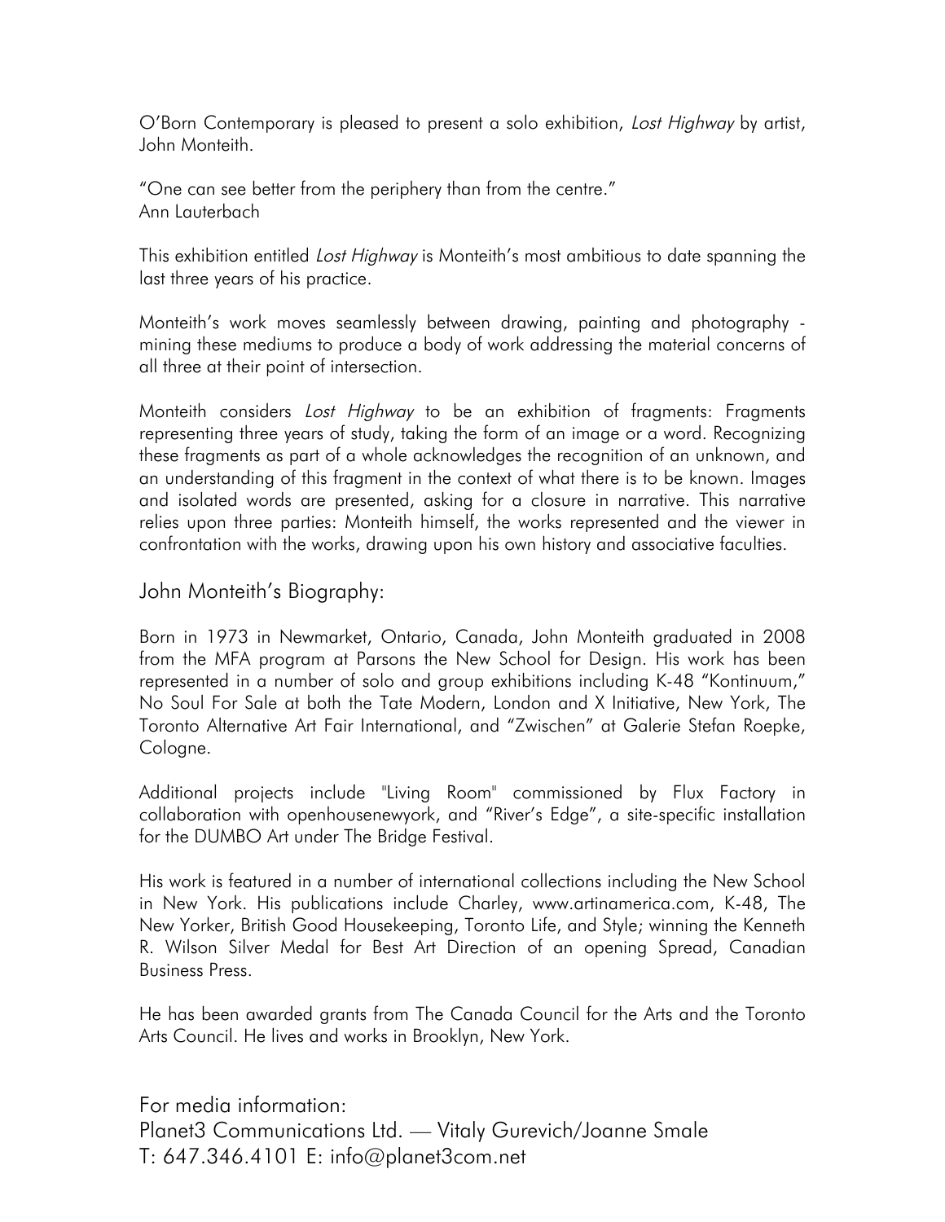O'Born Contemporary is pleased to present a solo exhibition, *Lost Highway* by artist, John Monteith.

"One can see better from the periphery than from the centre."
Ann Lauterbach

This exhibition entitled *Lost Highway* is Monteith's most ambitious to date spanning the last three years of his practice.

Monteith's work moves seamlessly between drawing, painting and photography - mining these mediums to produce a body of work addressing the material concerns of all three at their point of intersection.

Monteith considers *Lost Highway* to be an exhibition of fragments: Fragments representing three years of study, taking the form of an image or a word. Recognizing these fragments as part of a whole acknowledges the recognition of an unknown, and an understanding of this fragment in the context of what there is to be known. Images and isolated words are presented, asking for a closure in narrative. This narrative relies upon three parties: Monteith himself, the works represented and the viewer in confrontation with the works, drawing upon his own history and associative faculties.

## John Monteith's Biography:

Born in 1973 in Newmarket, Ontario, Canada, John Monteith graduated in 2008 from the MFA program at Parsons the New School for Design. His work has been represented in a number of solo and group exhibitions including K-48 "Kontinuum," No Soul For Sale at both the Tate Modern, London and X Initiative, New York, The Toronto Alternative Art Fair International, and "Zwischen" at Galerie Stefan Roepke, Cologne.

Additional projects include "Living Room" commissioned by Flux Factory in collaboration with openhousenewyork, and "River's Edge", a site-specific installation for the DUMBO Art under The Bridge Festival.

His work is featured in a number of international collections including the New School in New York. His publications include Charley, www.artinamerica.com, K-48, The New Yorker, British Good Housekeeping, Toronto Life, and Style; winning the Kenneth R. Wilson Silver Medal for Best Art Direction of an opening Spread, Canadian Business Press.

He has been awarded grants from The Canada Council for the Arts and the Toronto Arts Council. He lives and works in Brooklyn, New York.

For media information:
Planet3 Communications Ltd. — Vitaly Gurevich/Joanne Smale
T: 647.346.4101 E: info@planet3com.net